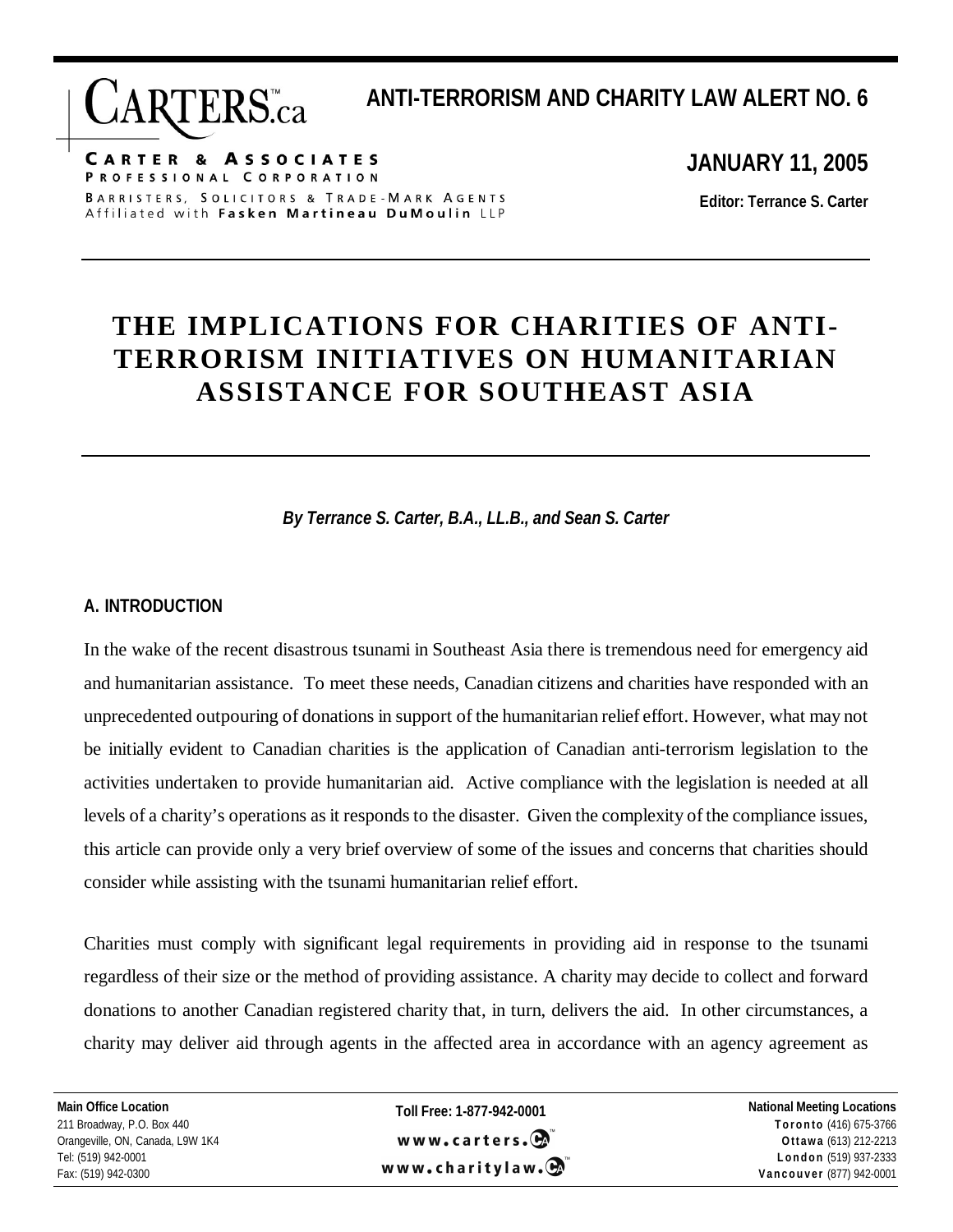# ANTI-TERRORISM AND CHARITY LAW ALERT NO. 6

CARTERS.ca

CARTER & ASSOCIATES
PROFESSIONAL CORPORATION
BARRISTERS, SOLICITORS & TRADE-MARK AGENTS
Affiliated with **Fasken Martineau DuMoulin** LLP

**JANUARY 11, 2005**

**Editor: Terrance S. Carter**

# THE IMPLICATIONS FOR CHARITIES OF ANTI-TERRORISM INITIATIVES ON HUMANITARIAN ASSISTANCE FOR SOUTHEAST ASIA

***By Terrance S. Carter, B.A., LL.B., and Sean S. Carter***

## A. INTRODUCTION

In the wake of the recent disastrous tsunami in Southeast Asia there is tremendous need for emergency aid and humanitarian assistance. To meet these needs, Canadian citizens and charities have responded with an unprecedented outpouring of donations in support of the humanitarian relief effort. However, what may not be initially evident to Canadian charities is the application of Canadian anti-terrorism legislation to the activities undertaken to provide humanitarian aid. Active compliance with the legislation is needed at all levels of a charity's operations as it responds to the disaster. Given the complexity of the compliance issues, this article can provide only a very brief overview of some of the issues and concerns that charities should consider while assisting with the tsunami humanitarian relief effort.

Charities must comply with significant legal requirements in providing aid in response to the tsunami regardless of their size or the method of providing assistance. A charity may decide to collect and forward donations to another Canadian registered charity that, in turn, delivers the aid. In other circumstances, a charity may deliver aid through agents in the affected area in accordance with an agency agreement as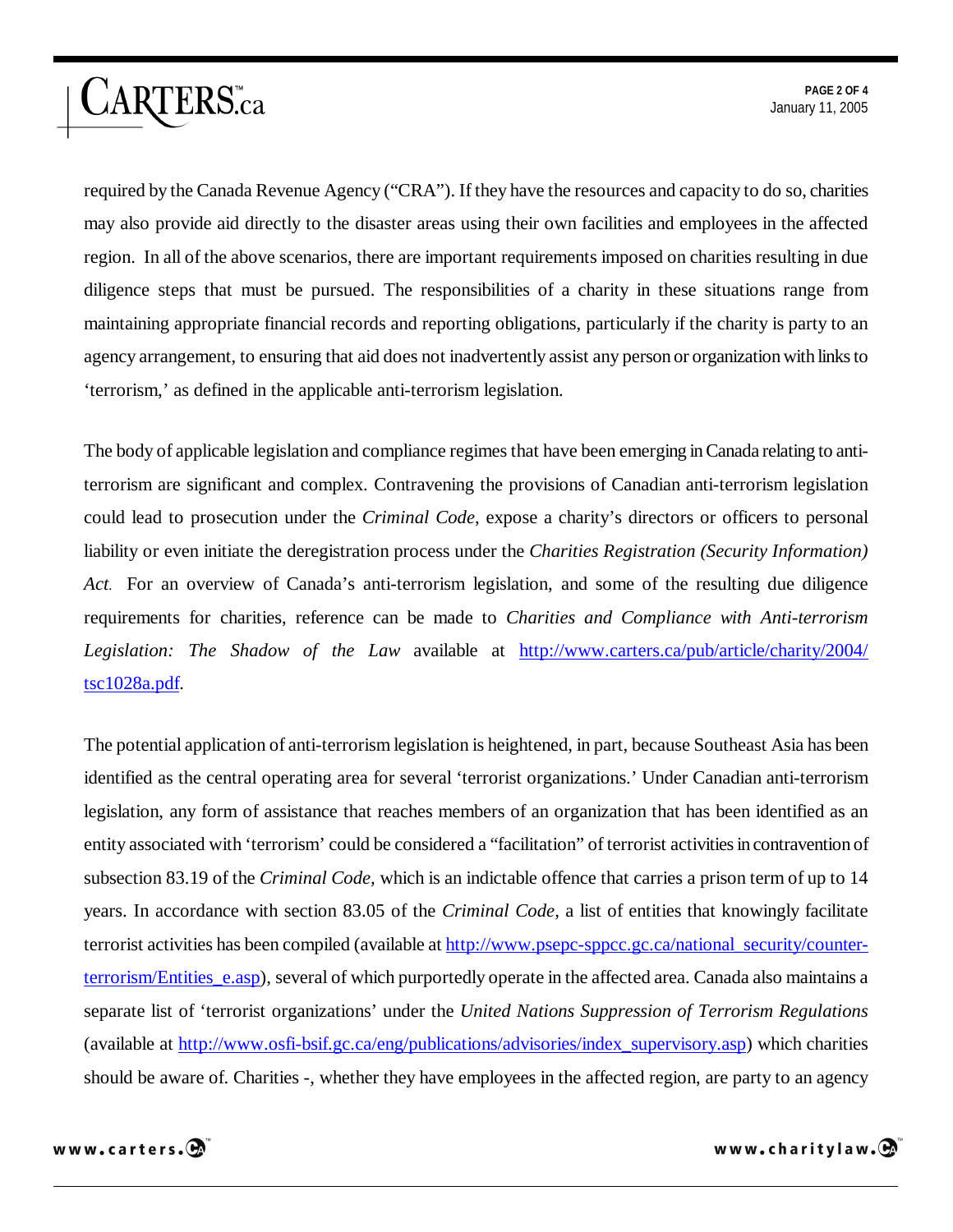required by the Canada Revenue Agency ("CRA"). If they have the resources and capacity to do so, charities may also provide aid directly to the disaster areas using their own facilities and employees in the affected region. In all of the above scenarios, there are important requirements imposed on charities resulting in due diligence steps that must be pursued. The responsibilities of a charity in these situations range from maintaining appropriate financial records and reporting obligations, particularly if the charity is party to an agency arrangement, to ensuring that aid does not inadvertently assist any person or organization with links to 'terrorism,' as defined in the applicable anti-terrorism legislation.

The body of applicable legislation and compliance regimes that have been emerging in Canada relating to anti-terrorism are significant and complex. Contravening the provisions of Canadian anti-terrorism legislation could lead to prosecution under the *Criminal Code*, expose a charity's directors or officers to personal liability or even initiate the deregistration process under the *Charities Registration (Security Information) Act*. For an overview of Canada's anti-terrorism legislation, and some of the resulting due diligence requirements for charities, reference can be made to *Charities and Compliance with Anti-terrorism Legislation: The Shadow of the Law* available at [http://www.carters.ca/pub/article/charity/2004/tsc1028a.pdf](http://www.carters.ca/pub/article/charity/2004/tsc1028a.pdf).

The potential application of anti-terrorism legislation is heightened, in part, because Southeast Asia has been identified as the central operating area for several 'terrorist organizations.' Under Canadian anti-terrorism legislation, any form of assistance that reaches members of an organization that has been identified as an entity associated with 'terrorism' could be considered a "facilitation" of terrorist activities in contravention of subsection 83.19 of the *Criminal Code,* which is an indictable offence that carries a prison term of up to 14 years. In accordance with section 83.05 of the *Criminal Code,* a list of entities that knowingly facilitate terrorist activities has been compiled (available at [http://www.psepc-sppcc.gc.ca/national_security/counter-terrorism/Entities_e.asp](http://www.psepc-sppcc.gc.ca/national_security/counter-terrorism/Entities_e.asp)), several of which purportedly operate in the affected area. Canada also maintains a separate list of 'terrorist organizations' under the *United Nations Suppression of Terrorism Regulations* (available at [http://www.osfi-bsif.gc.ca/eng/publications/advisories/index_supervisory.asp](http://www.osfi-bsif.gc.ca/eng/publications/advisories/index_supervisory.asp)) which charities should be aware of. Charities -, whether they have employees in the affected region, are party to an agency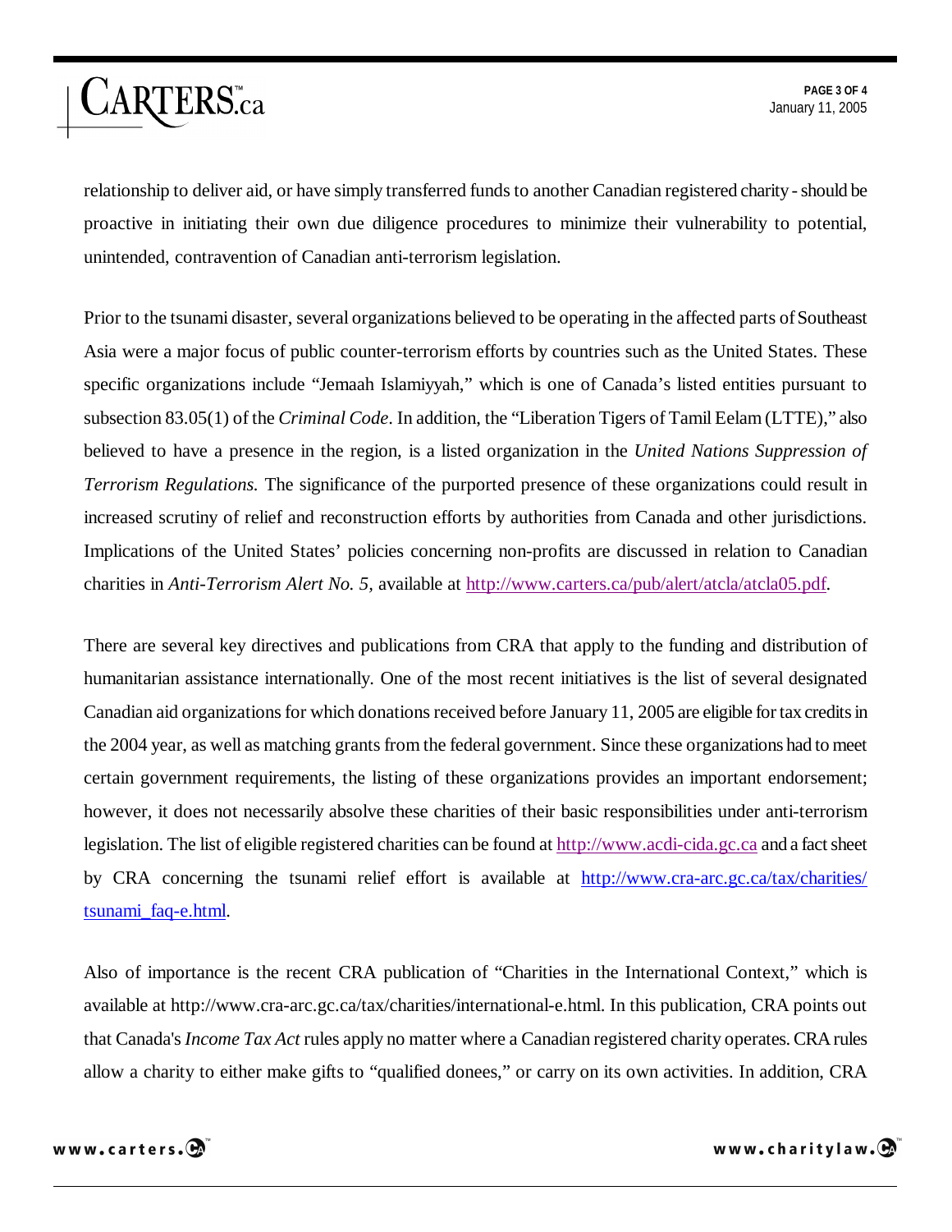relationship to deliver aid, or have simply transferred funds to another Canadian registered charity - should be proactive in initiating their own due diligence procedures to minimize their vulnerability to potential, unintended, contravention of Canadian anti-terrorism legislation.

Prior to the tsunami disaster, several organizations believed to be operating in the affected parts of Southeast Asia were a major focus of public counter-terrorism efforts by countries such as the United States. These specific organizations include "Jemaah Islamiyyah," which is one of Canada's listed entities pursuant to subsection 83.05(1) of the *Criminal Code*. In addition, the "Liberation Tigers of Tamil Eelam (LTTE)," also believed to have a presence in the region, is a listed organization in the *United Nations Suppression of Terrorism Regulations.* The significance of the purported presence of these organizations could result in increased scrutiny of relief and reconstruction efforts by authorities from Canada and other jurisdictions. Implications of the United States' policies concerning non-profits are discussed in relation to Canadian charities in *Anti-Terrorism Alert No. 5*, available at [http://www.carters.ca/pub/alert/atcla/atcla05.pdf](http://www.carters.ca/pub/alert/atcla/atcla05.pdf).

There are several key directives and publications from CRA that apply to the funding and distribution of humanitarian assistance internationally. One of the most recent initiatives is the list of several designated Canadian aid organizations for which donations received before January 11, 2005 are eligible for tax credits in the 2004 year, as well as matching grants from the federal government. Since these organizations had to meet certain government requirements, the listing of these organizations provides an important endorsement; however, it does not necessarily absolve these charities of their basic responsibilities under anti-terrorism legislation. The list of eligible registered charities can be found at [http://www.acdi-cida.gc.ca](http://www.acdi-cida.gc.ca) and a fact sheet by CRA concerning the tsunami relief effort is available at [http://www.cra-arc.gc.ca/tax/charities/tsunami_faq-e.html](http://www.cra-arc.gc.ca/tax/charities/tsunami_faq-e.html).

Also of importance is the recent CRA publication of "Charities in the International Context," which is available at http://www.cra-arc.gc.ca/tax/charities/international-e.html. In this publication, CRA points out that Canada's *Income Tax Act* rules apply no matter where a Canadian registered charity operates. CRA rules allow a charity to either make gifts to "qualified donees," or carry on its own activities. In addition, CRA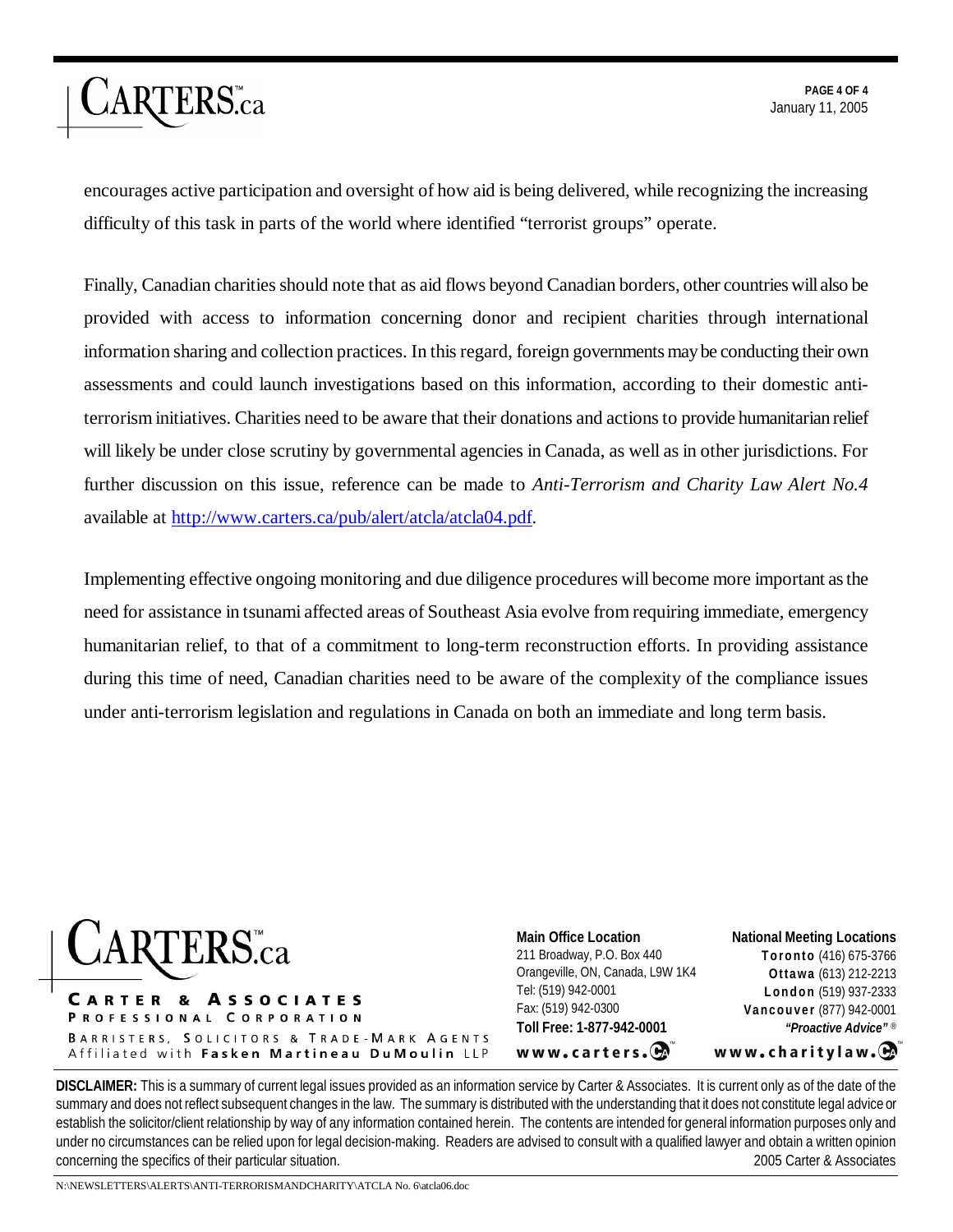encourages active participation and oversight of how aid is being delivered, while recognizing the increasing difficulty of this task in parts of the world where identified "terrorist groups" operate.

Finally, Canadian charities should note that as aid flows beyond Canadian borders, other countries will also be provided with access to information concerning donor and recipient charities through international information sharing and collection practices. In this regard, foreign governments may be conducting their own assessments and could launch investigations based on this information, according to their domestic anti-terrorism initiatives. Charities need to be aware that their donations and actions to provide humanitarian relief will likely be under close scrutiny by governmental agencies in Canada, as well as in other jurisdictions. For further discussion on this issue, reference can be made to *Anti-Terrorism and Charity Law Alert No.4* available at [http://www.carters.ca/pub/alert/atcla/atcla04.pdf](http://www.carters.ca/pub/alert/atcla/atcla04.pdf).

Implementing effective ongoing monitoring and due diligence procedures will become more important as the need for assistance in tsunami affected areas of Southeast Asia evolve from requiring immediate, emergency humanitarian relief, to that of a commitment to long-term reconstruction efforts. In providing assistance during this time of need, Canadian charities need to be aware of the complexity of the compliance issues under anti-terrorism legislation and regulations in Canada on both an immediate and long term basis.

CARTERS.ca™

**CARTER & ASSOCIATES**
**PROFESSIONAL CORPORATION**
BARRISTERS, SOLICITORS & TRADE-MARK AGENTS
Affiliated with **Fasken Martineau DuMoulin** LLP

**Main Office Location**
211 Broadway, P.O. Box 440
Orangeville, ON, Canada, L9W 1K4
Tel: (519) 942-0001
Fax: (519) 942-0300
**Toll Free: 1-877-942-0001**
**www.carters.ca**

**National Meeting Locations**
**Toronto** (416) 675-3766
**Ottawa** (613) 212-2213
**London** (519) 937-2333
**Vancouver** (877) 942-0001
***"Proactive Advice"*** ®
**www.charitylaw.ca**

**DISCLAIMER:** This is a summary of current legal issues provided as an information service by Carter & Associates. It is current only as of the date of the summary and does not reflect subsequent changes in the law. The summary is distributed with the understanding that it does not constitute legal advice or establish the solicitor/client relationship by way of any information contained herein. The contents are intended for general information purposes only and under no circumstances can be relied upon for legal decision-making. Readers are advised to consult with a qualified lawyer and obtain a written opinion concerning the specifics of their particular situation. 2005 Carter & Associates

N:\NEWSLETTERS\ALERTS\ANTI-TERRORISMANDCHARITY\ATCLA No. 6\atcla06.doc